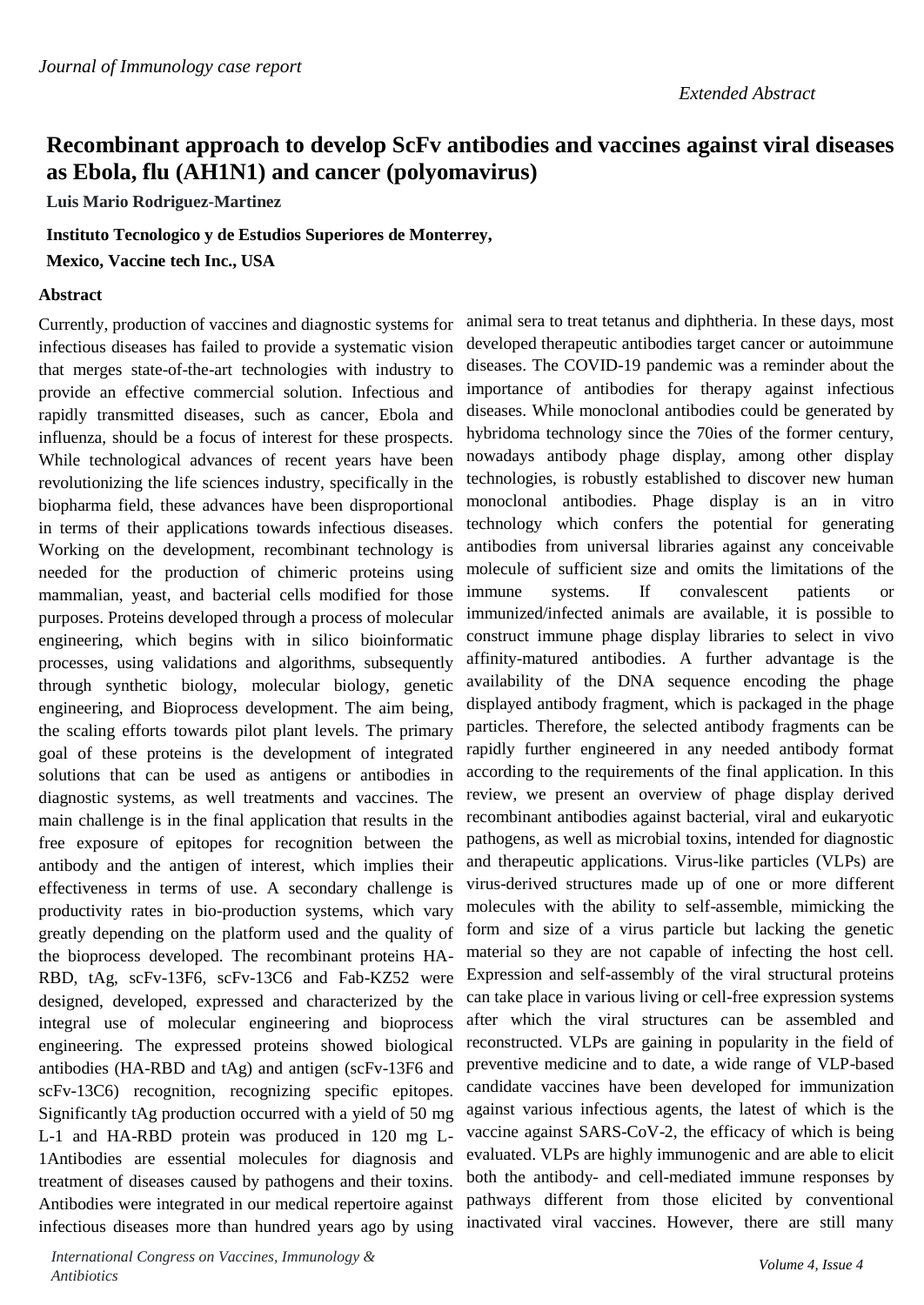*Journal of Immunology case report*

*Extended Abstract*

# Recombinant approach to develop ScFv antibodies and vaccines against viral diseases as Ebola, flu (AH1N1) and cancer (polyomavirus)

**Luis Mario Rodriguez-Martinez**

**Instituto Tecnologico y de Estudios Superiores de Monterrey, Mexico, Vaccine tech Inc., USA**

## Abstract

Currently, production of vaccines and diagnostic systems for infectious diseases has failed to provide a systematic vision that merges state-of-the-art technologies with industry to provide an effective commercial solution. Infectious and rapidly transmitted diseases, such as cancer, Ebola and influenza, should be a focus of interest for these prospects. While technological advances of recent years have been revolutionizing the life sciences industry, specifically in the biopharma field, these advances have been disproportional in terms of their applications towards infectious diseases. Working on the development, recombinant technology is needed for the production of chimeric proteins using mammalian, yeast, and bacterial cells modified for those purposes. Proteins developed through a process of molecular engineering, which begins with in silico bioinformatic processes, using validations and algorithms, subsequently through synthetic biology, molecular biology, genetic engineering, and Bioprocess development. The aim being, the scaling efforts towards pilot plant levels. The primary goal of these proteins is the development of integrated solutions that can be used as antigens or antibodies in diagnostic systems, as well treatments and vaccines. The main challenge is in the final application that results in the free exposure of epitopes for recognition between the antibody and the antigen of interest, which implies their effectiveness in terms of use. A secondary challenge is productivity rates in bio-production systems, which vary greatly depending on the platform used and the quality of the bioprocess developed. The recombinant proteins HA-RBD, tAg, scFv-13F6, scFv-13C6 and Fab-KZ52 were designed, developed, expressed and characterized by the integral use of molecular engineering and bioprocess engineering. The expressed proteins showed biological antibodies (HA-RBD and tAg) and antigen (scFv-13F6 and scFv-13C6) recognition, recognizing specific epitopes. Significantly tAg production occurred with a yield of 50 mg L-1 and HA-RBD protein was produced in 120 mg L-1Antibodies are essential molecules for diagnosis and treatment of diseases caused by pathogens and their toxins. Antibodies were integrated in our medical repertoire against infectious diseases more than hundred years ago by using animal sera to treat tetanus and diphtheria. In these days, most developed therapeutic antibodies target cancer or autoimmune diseases. The COVID-19 pandemic was a reminder about the importance of antibodies for therapy against infectious diseases. While monoclonal antibodies could be generated by hybridoma technology since the 70ies of the former century, nowadays antibody phage display, among other display technologies, is robustly established to discover new human monoclonal antibodies. Phage display is an in vitro technology which confers the potential for generating antibodies from universal libraries against any conceivable molecule of sufficient size and omits the limitations of the immune systems. If convalescent patients or immunized/infected animals are available, it is possible to construct immune phage display libraries to select in vivo affinity-matured antibodies. A further advantage is the availability of the DNA sequence encoding the phage displayed antibody fragment, which is packaged in the phage particles. Therefore, the selected antibody fragments can be rapidly further engineered in any needed antibody format according to the requirements of the final application. In this review, we present an overview of phage display derived recombinant antibodies against bacterial, viral and eukaryotic pathogens, as well as microbial toxins, intended for diagnostic and therapeutic applications. Virus-like particles (VLPs) are virus-derived structures made up of one or more different molecules with the ability to self-assemble, mimicking the form and size of a virus particle but lacking the genetic material so they are not capable of infecting the host cell. Expression and self-assembly of the viral structural proteins can take place in various living or cell-free expression systems after which the viral structures can be assembled and reconstructed. VLPs are gaining in popularity in the field of preventive medicine and to date, a wide range of VLP-based candidate vaccines have been developed for immunization against various infectious agents, the latest of which is the vaccine against SARS-CoV-2, the efficacy of which is being evaluated. VLPs are highly immunogenic and are able to elicit both the antibody- and cell-mediated immune responses by pathways different from those elicited by conventional inactivated viral vaccines. However, there are still many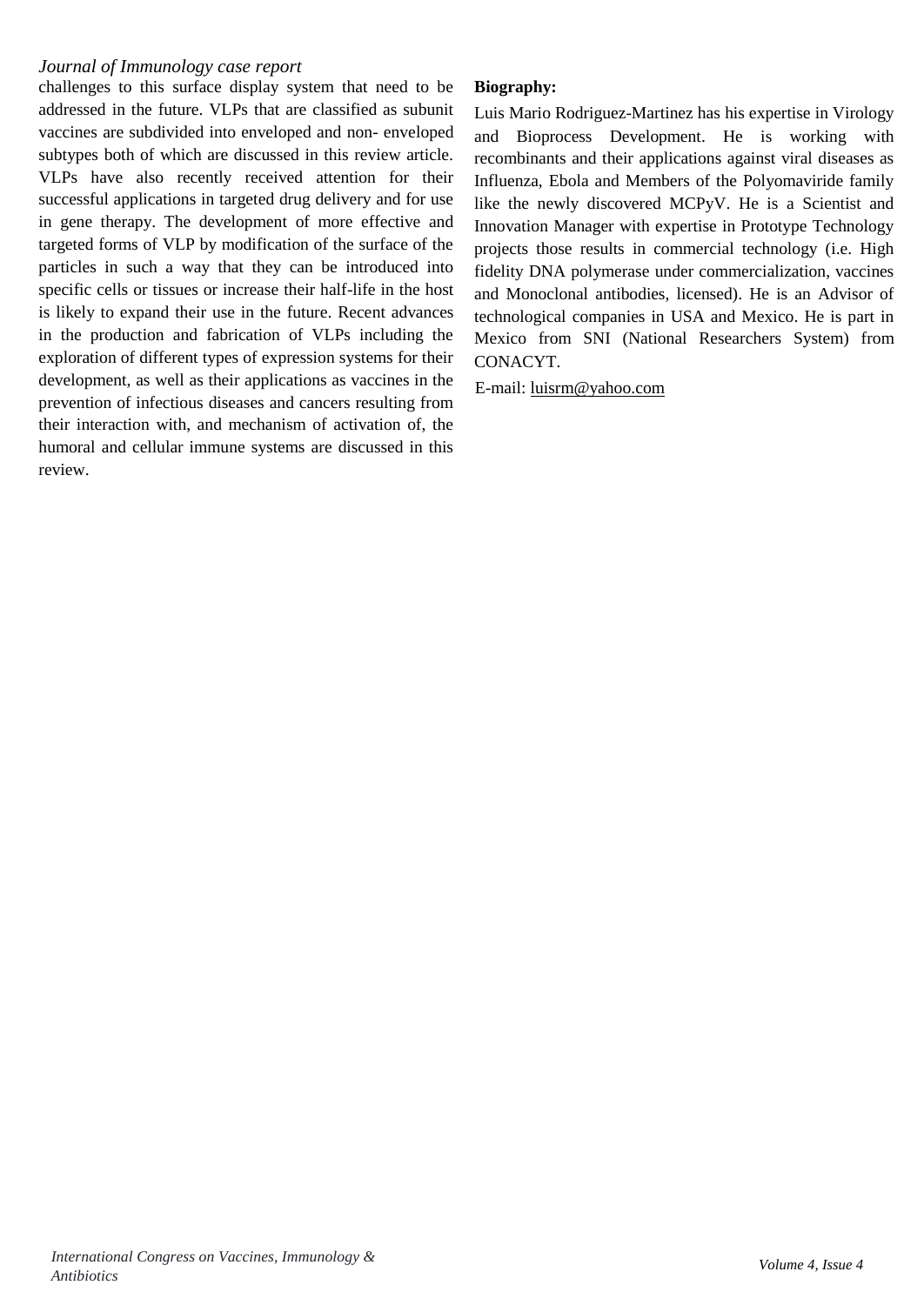challenges to this surface display system that need to be addressed in the future. VLPs that are classified as subunit vaccines are subdivided into enveloped and non- enveloped subtypes both of which are discussed in this review article. VLPs have also recently received attention for their successful applications in targeted drug delivery and for use in gene therapy. The development of more effective and targeted forms of VLP by modification of the surface of the particles in such a way that they can be introduced into specific cells or tissues or increase their half-life in the host is likely to expand their use in the future. Recent advances in the production and fabrication of VLPs including the exploration of different types of expression systems for their development, as well as their applications as vaccines in the prevention of infectious diseases and cancers resulting from their interaction with, and mechanism of activation of, the humoral and cellular immune systems are discussed in this review.

**Biography:**

Luis Mario Rodriguez-Martinez has his expertise in Virology and Bioprocess Development. He is working with recombinants and their applications against viral diseases as Influenza, Ebola and Members of the Polyomaviride family like the newly discovered MCPyV. He is a Scientist and Innovation Manager with expertise in Prototype Technology projects those results in commercial technology (i.e. High fidelity DNA polymerase under commercialization, vaccines and Monoclonal antibodies, licensed). He is an Advisor of technological companies in USA and Mexico. He is part in Mexico from SNI (National Researchers System) from CONACYT.

E-mail: luisrm@yahoo.com